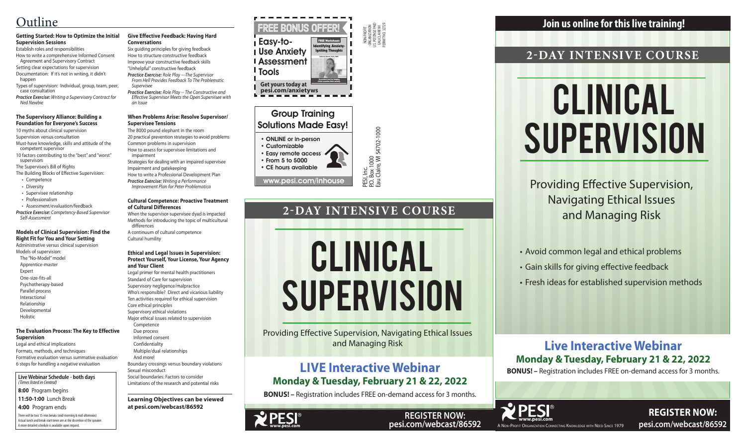# Outline

### Getting Started: How to Optimize the Initial Supervision Sessions

Establish roles and responsibilities

How to write a comprehensive Informed Consent Agreement and Supervisory Contract

Setting clear expectations for supervision

Documentation: If it's not in writing, it didn't happen

Types of supervision: Individual, group, team, peer, case consultation

*Practice Exercise: Writing a Supervisory Contract for Ned Newbie*

### The Supervisory Alliance: Building a Foundation for Everyone's Success

10 myths about clinical supervision

Supervision versus consultation

Must-have knowledge, skills and attitude of the competent supervisor

10 factors contributing to the "best" and "worst" supervisors

The Supervisee's Bill of Rights

The Building Blocks of Effective Supervision:

- Competence
- Diversity
- Supervisee relationship
- Professionalism
- Assessment/evaluation/feedback

*Practice Exercise: Competency-Based Supervisor Self-Assessment*

### Models of Clinical Supervision: Find the Right Fit for You and Your Setting

Administrative versus clinical supervision

Models of supervision:

- The "No-Model" model
- Apprentice-master
- Expert
- One-size-fits-all
- Psychotherapy-based
- Parallel process
- Interactional
- Relationship
- Developmental
- Holistic

### The Evaluation Process: The Key to Effective Supervision

Legal and ethical implications

Formats, methods, and techniques

Formative evaluation versus summative evaluation

6 steps for handling a negative evaluation

**Live Webinar Schedule - both days**
*(Times listed in Central)*

**8:00** Program begins

**11:50-1:00** Lunch Break

**4:00** Program ends

There will be two 15-min breaks (mid-morning & mid-afternoon). Actual lunch and break start times are at the discretion of the speaker. A more detailed schedule is available upon request.

### Give Effective Feedback: Having Hard Conversations

Six guiding principles for giving feedback

How to structure constructive feedback

Improve your constructive feedback skills

"Unhelpful" constructive feedback

*Practice Exercise: Role Play ---The Supervisor From Hell Provides Feedback To The Problematic Supervisee*

*Practice Exercise: Role Play -- The Constructive and Effective Supervisor Meets the Open Supervisee with an Issue*

### When Problems Arise: Resolve Supervisor/ Supervisee Tensions

The 8000 pound elephant in the room

20 practical prevention strategies to avoid problems

Common problems in supervision

How to assess for supervisee limitations and impairment

Strategies for dealing with an impaired supervisee

Impairment and gatekeeping

How to write a Professional Development Plan

*Practice Exercise: Writing a Performance Improvement Plan for Peter Problematica*

### Cultural Competence: Proactive Treatment of Cultural Differences

When the supervisor-supervisee dyad is impacted

Methods for introducing the topic of multicultural differences

A continuum of cultural competence

Cultural humility

### Ethical and Legal Issues in Supervision: Protect Yourself, Your License, Your Agency and Your Client

Legal primer for mental health practitioners

Standard of Care for supervision

Supervisory negligence/malpractice

Who's responsible? Direct and vicarious liability

Ten activities required for ethical supervision

Core ethical principles

Supervisory ethical violations

Major ethical issues related to supervision

- Competence
- Due process
- Informed consent
- Confidentiality
- Multiple/dual relationships
- And more!

Boundary crossings versus boundary violations

Sexual misconduct

Social boundaries: Factors to consider

Limitations of the research and potential risks

**Learning Objectives can be viewed at pesi.com/webcast/86592**

## FREE BONUS OFFER!

**Easy-to-Use Anxiety Assessment Tools**

FREE Worksheets — Identifying Anxiety-Igniting Thoughts

**Get yours today at pesi.com/anxietyws**

NON-PROFIT ORGANIZATION U.S. POSTAGE PAID EAU CLAIRE WI PERMIT NO. 32729

## Group Training Solutions Made Easy!

- ONLINE or in-person
- Customizable
- Easy remote access
- From 5 to 5000
- CE hours available

www.pesi.com/inhouse

PESI, Inc.
P.O. Box 1000
Eau Claire, WI 54702-1000

## 2-DAY INTENSIVE COURSE

# CLINICAL SUPERVISION

Providing Effective Supervision, Navigating Ethical Issues and Managing Risk

## LIVE Interactive Webinar

### Monday & Tuesday, February 21 & 22, 2022

**BONUS! –** Registration includes FREE on-demand access for 3 months.

PESI® www.pesi.com

**REGISTER NOW: pesi.com/webcast/86592**

## Join us online for this live training!

## 2-DAY INTENSIVE COURSE

# CLINICAL SUPERVISION

Providing Effective Supervision, Navigating Ethical Issues and Managing Risk

- Avoid common legal and ethical problems
- Gain skills for giving effective feedback
- Fresh ideas for established supervision methods

## Live Interactive Webinar

### Monday & Tuesday, February 21 & 22, 2022

**BONUS! –** Registration includes FREE on-demand access for 3 months.

PESI® www.pesi.com — A Non-Profit Organization Connecting Knowledge with Need Since 1979

**REGISTER NOW: pesi.com/webcast/86592**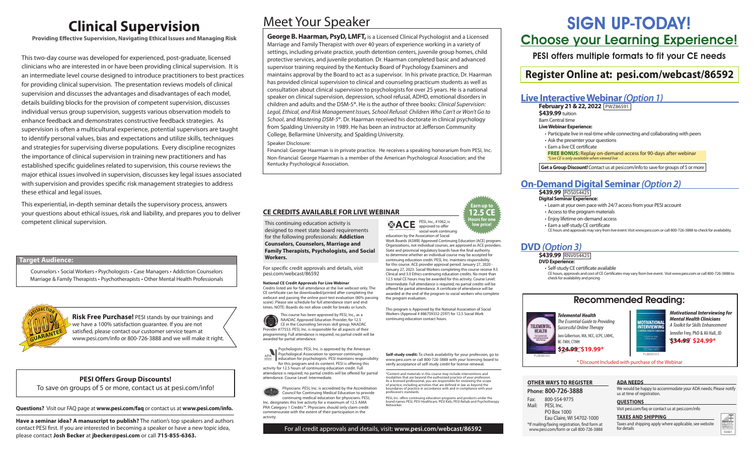# Clinical Supervision

**Providing Effective Supervision, Navigating Ethical Issues and Managing Risk**

This two-day course was developed for experienced, post-graduate, licensed clinicians who are interested in or have been providing clinical supervision. It is an intermediate level course designed to introduce practitioners to best practices for providing clinical supervision. The presentation reviews models of clinical supervision and discusses the advantages and disadvantages of each model, details building blocks for the provision of competent supervision, discusses individual versus group supervision, suggests various observation models to enhance feedback and demonstrates constructive feedback strategies. As supervision is often a multicultural experience, potential supervisors are taught to identify personal values, bias and expectations and utilize skills, techniques and strategies for supervising diverse populations. Every discipline recognizes the importance of clinical supervision in training new practitioners and has established specific guidelines related to supervision, this course reviews the major ethical issues involved in supervision, discusses key legal issues associated with supervision and provides specific risk management strategies to address these ethical and legal issues.

This experiential, in-depth seminar details the supervisory process, answers your questions about ethical issues, risk and liability, and prepares you to deliver competent clinical supervision.

### Target Audience:

Counselors • Social Workers • Psychologists • Case Managers • Addiction Counselors Marriage & Family Therapists • Psychotherapists • Other Mental Health Professionals

SATISFACTION 100% GUARANTEE

**Risk Free Purchase!** PESI stands by our trainings and we have a 100% satisfaction guarantee. If you are not satisfied, please contact our customer service team at www.pesi.com/info or 800-726-3888 and we will make it right.

**PESI Offers Group Discounts!**
To save on groups of 5 or more, contact us at pesi.com/info!

**Questions?** Visit our FAQ page at **www.pesi.com/faq** or contact us at **www.pesi.com/info.**

**Have a seminar idea? A manuscript to publish?** The nation's top speakers and authors contact PESI first. If you are interested in becoming a speaker or have a new topic idea, please contact **Josh Becker** at **jbecker@pesi.com** or call **715-855-6363.**

# Meet Your Speaker

**George B. Haarman, PsyD, LMFT,** is a Licensed Clinical Psychologist and a Licensed Marriage and Family Therapist with over 40 years of experience working in a variety of settings, including private practice, youth detention centers, juvenile group homes, child protective services, and juvenile probation. Dr. Haarman completed basic and advanced supervisor training required by the Kentucky Board of Psychology Examiners and maintains approval by the Board to act as a supervisor. In his private practice, Dr. Haarman has provided clinical supervision to clinical and counseling practicum students as well as consultation about clinical supervision to psychologists for over 25 years. He is a national speaker on clinical supervision, depression, school refusal, ADHD, emotional disorders in children and adults and the DSM-5®. He is the author of three books: *Clinical Supervision: Legal, Ethical, and Risk Management Issues, School Refusal: Children Who Can't or Won't Go to School*, and *Mastering DSM-5®*. Dr. Haarman received his doctorate in clinical psychology from Spalding University in 1989. He has been an instructor at Jefferson Community College, Bellarmine University, and Spalding University.

Speaker Disclosure:

Financial: George Haarman is in private practice. He receives a speaking honorarium from PESI, Inc.
Non-financial: George Haarman is a member of the American Psychological Association; and the Kentucky Psychological Association.

## CE CREDITS AVAILABLE FOR LIVE WEBINAR

Earn up to 12.5 CE Hours for one low price!

This continuing education activity is designed to meet state board requirements for the following professionals: **Addiction Counselors, Counselors, Marriage and Family Therapists, Psychologists, and Social Workers.**

For specific credit approvals and details, visit pesi.com/webcast/86592

**National CE Credit Approvals For Live Webinar**
Credits listed are for full attendance at the live webcast only. The CE certificate can be downloaded/printed after completing the webcast and passing the online post-test evaluation (80% passing score). Please see schedule for full attendance start and end times. NOTE: Boards do not allow credit for breaks or lunch.

This course has been approved by PESI, Inc., as a NAADAC Approved Education Provider, for 12.5 CE in the Counseling Services skill group. NAADAC Provider #77553. PESI, Inc. is responsible for all aspects of their programming. Full attendance is required; no partial credit will be awarded for partial attendance.

Psychologists: PESI, Inc. is approved by the American Psychological Association to sponsor continuing education for psychologists. PESI maintains responsibility for this program and its content. PESI is offering this activity for 12.5 hours of continuing education credit. Full attendance is required; no partial credits will be offered for partial attendance. Course Level: Intermediate.

Physicians: PESI, Inc. is accredited by the Accreditation Council for Continuing Medical Education to provide continuing medical education for physicians. PESI, Inc. designates this live activity for a maximum of 12.5 AMA PRA Category 1 Credits™. Physicians should only claim credit commensurate with the extent of their participation in the activity.

PESI, Inc., #1062, is approved to offer social work continuing education by the Association of Social Work Boards (ASWB) Approved Continuing Education (ACE) program. Organizations, not individual courses, are approved as ACE providers. State and provincial regulatory boards have the final authority to determine whether an individual course may be accepted for continuing education credit. PESI, Inc. maintains responsibility for this course. ACE provider approval period: January 27, 2020 - January 27, 2023. Social Workers completing this course receive 9.5 Clinical and 3.0 Ethics continuing education credits. No more than 12.5 total CE hours may be awarded for this activity. Course Level: Intermediate. Full attendance is required; no partial credits will be offered for partial attendance. A certificate of attendance will be awarded at the end of the program to social workers who complete the program evaluation.

This program is Approved by the National Association of Social Workers (Approval # 886759332-2597) for 12.5 Social Work continuing education contact hours.

**Self-study credit:** To check availability for your profession, go to www.pesi.com or call 800-726-3888 with your licensing board to verify acceptance of self-study credit for license renewal.

*Content and materials in this course may include interventions and modalities that are beyond the authorized practice of your profession. As a licensed professional, you are responsible for reviewing the scope of practice, including activities that are defined in law as beyond the boundaries of practice in accordance with and in compliance with your profession's standards.

PESI, Inc. offers continuing education programs and products under the brand names PESI, PESI Healthcare, PESI Kids, PESI Rehab and Psychotherapy Networker.

For all credit approvals and details, visit: **www.pesi.com/webcast/86592**

# SIGN UP-TODAY!

## Choose your Learning Experience!

**PESI offers multiple formats to fit your CE needs**

**Register Online at: pesi.com/webcast/86592**

## Live Interactive Webinar *(Option 1)*

**February 21 & 22, 2022** PWZ86591
**$439.99** tuition
8am Central time

**Live Webinar Experience:**
- Participate live in real-time while connecting and collaborating with peers
- Ask the presenter your questions
- Earn a live CE certificate

**FREE BONUS:** Replay on-demand access for 90-days after webinar
*Live CE is only available when viewed live*

**Get a Group Discount!** Contact us at pesi.com/info to save for groups of 5 or more

## On-Demand Digital Seminar *(Option 2)*

**$439.99** POS054425

**Digital Seminar Experience:**
- Learn at your own pace with 24/7 access from your PESI account
- Access to the program materials
- Enjoy lifetime on-demand access
- Earn a self-study CE certificate
  CE hours and approvals may vary from live event. Visit www.pesi.com or call 800-726-3888 to check for availability.

## DVD *(Option 3)*

**$439.99** RNV054425

**DVD Experience:**
- Self-study CE certificate available
  CE hours, approvals and cost of CE Certificates may vary from live event. Visit www.pesi.com or call 800-726-3888 to check for availability and pricing

## Recommended Reading:

***Telemental Health***
*The Essential Guide to Providing Successful Online Therapy*
Joni Gilbertson, MA, NCC, LCPC, LMHC, BC-TMH, CTMH
~~$24.99~~ **$19.99***
PUB086565

***Motivational Interviewing for Mental Health Clinicians***
*A Toolkit for Skills Enhancement*
Jennifer Frey, PhD & Ali Hall, JD
~~$34.99~~ **$24.99***
PUB085953

\* Discount Included with purchase of the Webinar

### OTHER WAYS TO REGISTER

**Phone: 800-726-3888**
Fax: 800-554-9775
Mail: PESI, Inc.
PO Box 1000
Eau Claire, WI 54702-1000

*If mailing/faxing registration, find form at www.pesi.com/form or call 800-726-3888

### ADA NEEDS

We would be happy to accommodate your ADA needs; Please notify us at time of registration.

### QUESTIONS

Visit pesi.com/faq or contact us at pesi.com/info

### TAXES AND SHIPPING

Taxes and shipping apply where applicable, see website for details

©2021